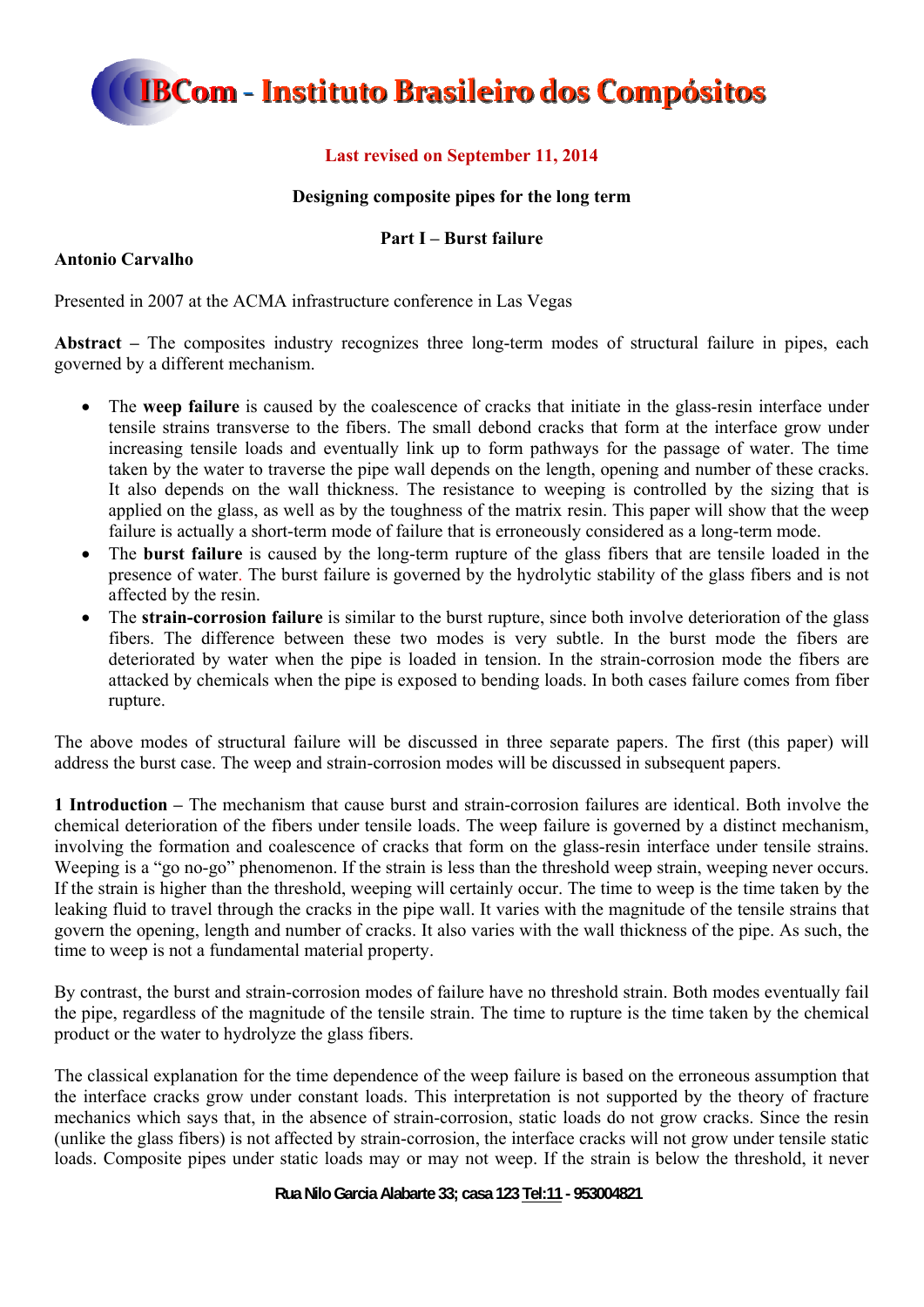# IBCom - Instituto Brasileiro dos Compósitos

**Last revised on September 11, 2014**

**Designing composite pipes for the long term**

**Part I – Burst failure**

**Antonio Carvalho**

Presented in 2007 at the ACMA infrastructure conference in Las Vegas

**Abstract –** The composites industry recognizes three long-term modes of structural failure in pipes, each governed by a different mechanism.

- The **weep failure** is caused by the coalescence of cracks that initiate in the glass-resin interface under tensile strains transverse to the fibers. The small debond cracks that form at the interface grow under increasing tensile loads and eventually link up to form pathways for the passage of water. The time taken by the water to traverse the pipe wall depends on the length, opening and number of these cracks. It also depends on the wall thickness. The resistance to weeping is controlled by the sizing that is applied on the glass, as well as by the toughness of the matrix resin. This paper will show that the weep failure is actually a short-term mode of failure that is erroneously considered as a long-term mode.
- The **burst failure** is caused by the long-term rupture of the glass fibers that are tensile loaded in the presence of water. The burst failure is governed by the hydrolytic stability of the glass fibers and is not affected by the resin.
- The **strain-corrosion failure** is similar to the burst rupture, since both involve deterioration of the glass fibers. The difference between these two modes is very subtle. In the burst mode the fibers are deteriorated by water when the pipe is loaded in tension. In the strain-corrosion mode the fibers are attacked by chemicals when the pipe is exposed to bending loads. In both cases failure comes from fiber rupture.

The above modes of structural failure will be discussed in three separate papers. The first (this paper) will address the burst case. The weep and strain-corrosion modes will be discussed in subsequent papers.

**1 Introduction –** The mechanism that cause burst and strain-corrosion failures are identical. Both involve the chemical deterioration of the fibers under tensile loads. The weep failure is governed by a distinct mechanism, involving the formation and coalescence of cracks that form on the glass-resin interface under tensile strains. Weeping is a "go no-go" phenomenon. If the strain is less than the threshold weep strain, weeping never occurs. If the strain is higher than the threshold, weeping will certainly occur. The time to weep is the time taken by the leaking fluid to travel through the cracks in the pipe wall. It varies with the magnitude of the tensile strains that govern the opening, length and number of cracks. It also varies with the wall thickness of the pipe. As such, the time to weep is not a fundamental material property.

By contrast, the burst and strain-corrosion modes of failure have no threshold strain. Both modes eventually fail the pipe, regardless of the magnitude of the tensile strain. The time to rupture is the time taken by the chemical product or the water to hydrolyze the glass fibers.

The classical explanation for the time dependence of the weep failure is based on the erroneous assumption that the interface cracks grow under constant loads. This interpretation is not supported by the theory of fracture mechanics which says that, in the absence of strain-corrosion, static loads do not grow cracks. Since the resin (unlike the glass fibers) is not affected by strain-corrosion, the interface cracks will not grow under tensile static loads. Composite pipes under static loads may or may not weep. If the strain is below the threshold, it never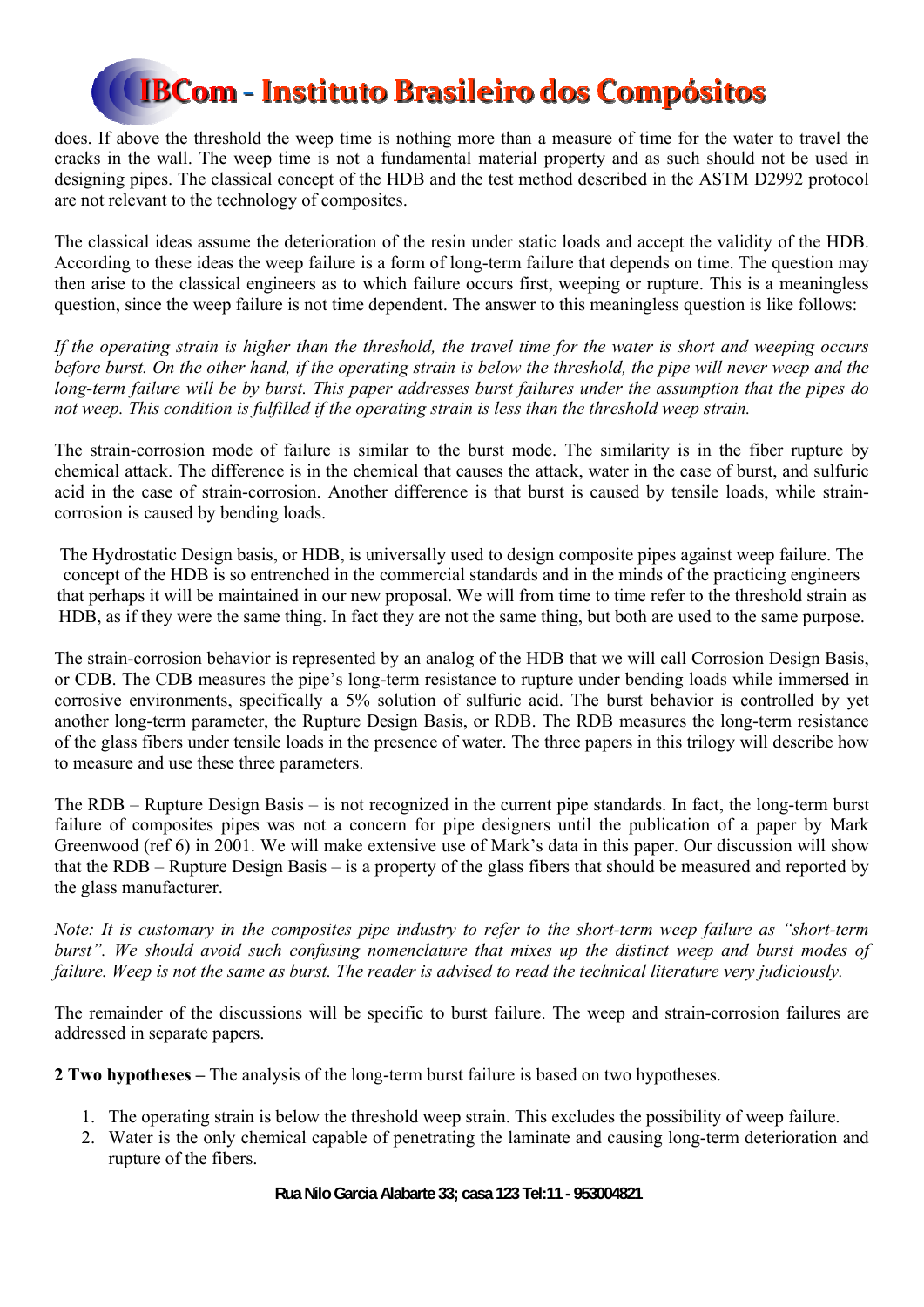does. If above the threshold the weep time is nothing more than a measure of time for the water to travel the cracks in the wall. The weep time is not a fundamental material property and as such should not be used in designing pipes. The classical concept of the HDB and the test method described in the ASTM D2992 protocol are not relevant to the technology of composites.

The classical ideas assume the deterioration of the resin under static loads and accept the validity of the HDB. According to these ideas the weep failure is a form of long-term failure that depends on time. The question may then arise to the classical engineers as to which failure occurs first, weeping or rupture. This is a meaningless question, since the weep failure is not time dependent. The answer to this meaningless question is like follows:

*If the operating strain is higher than the threshold, the travel time for the water is short and weeping occurs before burst. On the other hand, if the operating strain is below the threshold, the pipe will never weep and the long-term failure will be by burst. This paper addresses burst failures under the assumption that the pipes do not weep. This condition is fulfilled if the operating strain is less than the threshold weep strain.*

The strain-corrosion mode of failure is similar to the burst mode. The similarity is in the fiber rupture by chemical attack. The difference is in the chemical that causes the attack, water in the case of burst, and sulfuric acid in the case of strain-corrosion. Another difference is that burst is caused by tensile loads, while strain-corrosion is caused by bending loads.

The Hydrostatic Design basis, or HDB, is universally used to design composite pipes against weep failure. The concept of the HDB is so entrenched in the commercial standards and in the minds of the practicing engineers that perhaps it will be maintained in our new proposal. We will from time to time refer to the threshold strain as HDB, as if they were the same thing. In fact they are not the same thing, but both are used to the same purpose.

The strain-corrosion behavior is represented by an analog of the HDB that we will call Corrosion Design Basis, or CDB. The CDB measures the pipe's long-term resistance to rupture under bending loads while immersed in corrosive environments, specifically a 5% solution of sulfuric acid. The burst behavior is controlled by yet another long-term parameter, the Rupture Design Basis, or RDB. The RDB measures the long-term resistance of the glass fibers under tensile loads in the presence of water. The three papers in this trilogy will describe how to measure and use these three parameters.

The RDB – Rupture Design Basis – is not recognized in the current pipe standards. In fact, the long-term burst failure of composites pipes was not a concern for pipe designers until the publication of a paper by Mark Greenwood (ref 6) in 2001. We will make extensive use of Mark's data in this paper. Our discussion will show that the RDB – Rupture Design Basis – is a property of the glass fibers that should be measured and reported by the glass manufacturer.

*Note: It is customary in the composites pipe industry to refer to the short-term weep failure as "short-term burst". We should avoid such confusing nomenclature that mixes up the distinct weep and burst modes of failure. Weep is not the same as burst. The reader is advised to read the technical literature very judiciously.*

The remainder of the discussions will be specific to burst failure. The weep and strain-corrosion failures are addressed in separate papers.

**2 Two hypotheses –** The analysis of the long-term burst failure is based on two hypotheses.

1. The operating strain is below the threshold weep strain. This excludes the possibility of weep failure.
2. Water is the only chemical capable of penetrating the laminate and causing long-term deterioration and rupture of the fibers.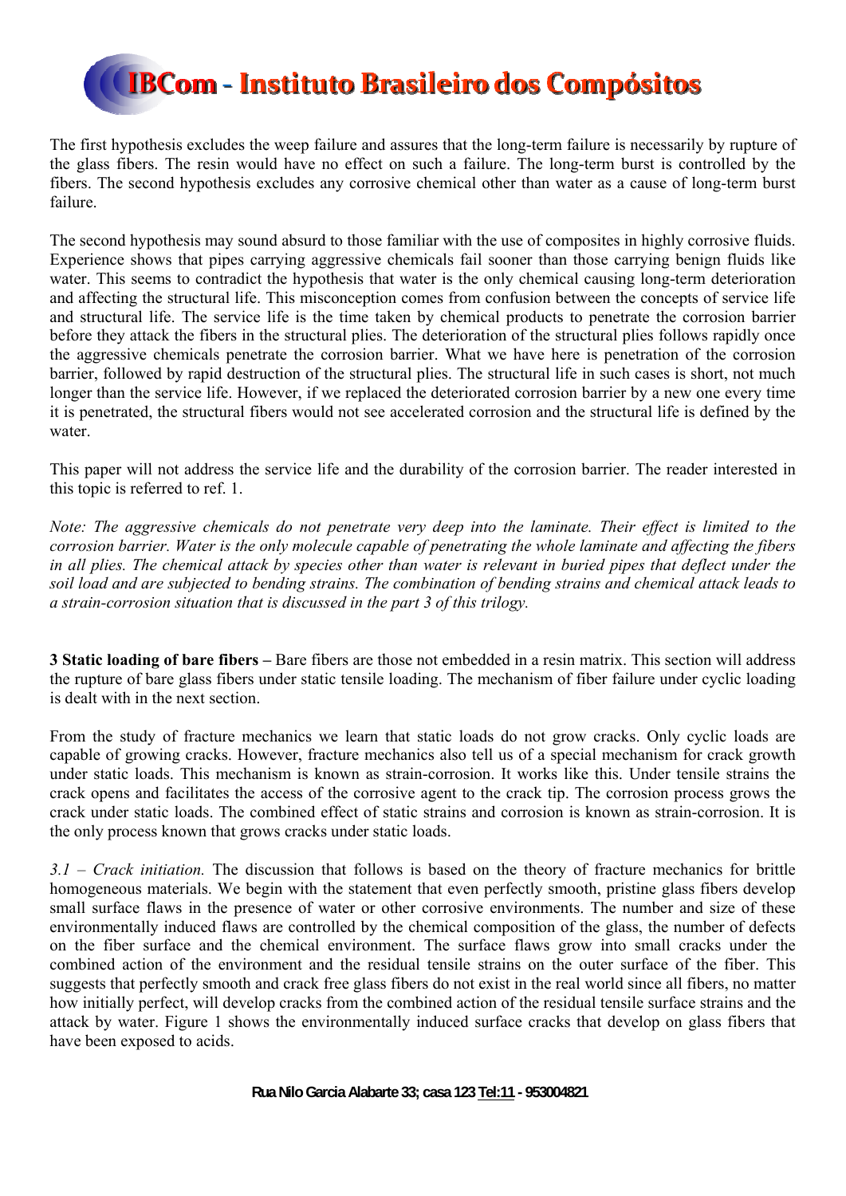The first hypothesis excludes the weep failure and assures that the long-term failure is necessarily by rupture of the glass fibers. The resin would have no effect on such a failure. The long-term burst is controlled by the fibers. The second hypothesis excludes any corrosive chemical other than water as a cause of long-term burst failure.

The second hypothesis may sound absurd to those familiar with the use of composites in highly corrosive fluids. Experience shows that pipes carrying aggressive chemicals fail sooner than those carrying benign fluids like water. This seems to contradict the hypothesis that water is the only chemical causing long-term deterioration and affecting the structural life. This misconception comes from confusion between the concepts of service life and structural life. The service life is the time taken by chemical products to penetrate the corrosion barrier before they attack the fibers in the structural plies. The deterioration of the structural plies follows rapidly once the aggressive chemicals penetrate the corrosion barrier. What we have here is penetration of the corrosion barrier, followed by rapid destruction of the structural plies. The structural life in such cases is short, not much longer than the service life. However, if we replaced the deteriorated corrosion barrier by a new one every time it is penetrated, the structural fibers would not see accelerated corrosion and the structural life is defined by the water.

This paper will not address the service life and the durability of the corrosion barrier. The reader interested in this topic is referred to ref. 1.

*Note: The aggressive chemicals do not penetrate very deep into the laminate. Their effect is limited to the corrosion barrier. Water is the only molecule capable of penetrating the whole laminate and affecting the fibers in all plies. The chemical attack by species other than water is relevant in buried pipes that deflect under the soil load and are subjected to bending strains. The combination of bending strains and chemical attack leads to a strain-corrosion situation that is discussed in the part 3 of this trilogy.*

**3 Static loading of bare fibers –** Bare fibers are those not embedded in a resin matrix. This section will address the rupture of bare glass fibers under static tensile loading. The mechanism of fiber failure under cyclic loading is dealt with in the next section.

From the study of fracture mechanics we learn that static loads do not grow cracks. Only cyclic loads are capable of growing cracks. However, fracture mechanics also tell us of a special mechanism for crack growth under static loads. This mechanism is known as strain-corrosion. It works like this. Under tensile strains the crack opens and facilitates the access of the corrosive agent to the crack tip. The corrosion process grows the crack under static loads. The combined effect of static strains and corrosion is known as strain-corrosion. It is the only process known that grows cracks under static loads.

*3.1 – Crack initiation.* The discussion that follows is based on the theory of fracture mechanics for brittle homogeneous materials. We begin with the statement that even perfectly smooth, pristine glass fibers develop small surface flaws in the presence of water or other corrosive environments. The number and size of these environmentally induced flaws are controlled by the chemical composition of the glass, the number of defects on the fiber surface and the chemical environment. The surface flaws grow into small cracks under the combined action of the environment and the residual tensile strains on the outer surface of the fiber. This suggests that perfectly smooth and crack free glass fibers do not exist in the real world since all fibers, no matter how initially perfect, will develop cracks from the combined action of the residual tensile surface strains and the attack by water. Figure 1 shows the environmentally induced surface cracks that develop on glass fibers that have been exposed to acids.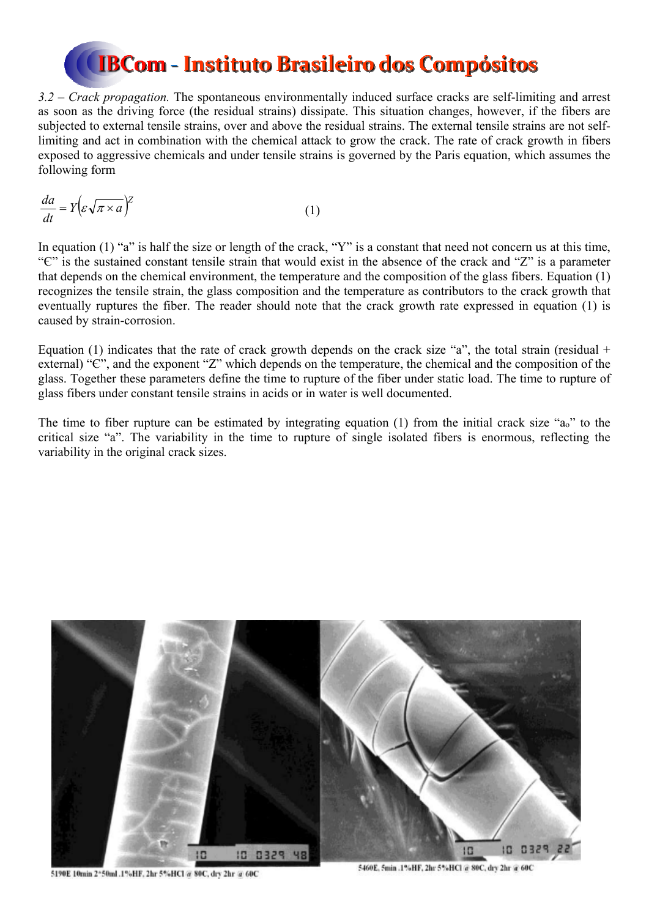*3.2 – Crack propagation.* The spontaneous environmentally induced surface cracks are self-limiting and arrest as soon as the driving force (the residual strains) dissipate. This situation changes, however, if the fibers are subjected to external tensile strains, over and above the residual strains. The external tensile strains are not self-limiting and act in combination with the chemical attack to grow the crack. The rate of crack growth in fibers exposed to aggressive chemicals and under tensile strains is governed by the Paris equation, which assumes the following form

$$\frac{da}{dt} = Y\left(\varepsilon\sqrt{\pi \times a}\right)^{Z} \qquad (1)$$

In equation (1) "a" is half the size or length of the crack, "Y" is a constant that need not concern us at this time, "€" is the sustained constant tensile strain that would exist in the absence of the crack and "Z" is a parameter that depends on the chemical environment, the temperature and the composition of the glass fibers. Equation (1) recognizes the tensile strain, the glass composition and the temperature as contributors to the crack growth that eventually ruptures the fiber. The reader should note that the crack growth rate expressed in equation (1) is caused by strain-corrosion.

Equation (1) indicates that the rate of crack growth depends on the crack size "a", the total strain (residual + external) "€", and the exponent "Z" which depends on the temperature, the chemical and the composition of the glass. Together these parameters define the time to rupture of the fiber under static load. The time to rupture of glass fibers under constant tensile strains in acids or in water is well documented.

The time to fiber rupture can be estimated by integrating equation (1) from the initial crack size "$a_o$" to the critical size "a". The variability in the time to rupture of single isolated fibers is enormous, reflecting the variability in the original crack sizes.

5190E 10min 2*50ml .1%HF, 2hr 5%HCl @ 80C, dry 2hr @ 60C

5460E, 5min .1%HF, 2hr 5%HCl @ 80C, dry 2hr @ 60C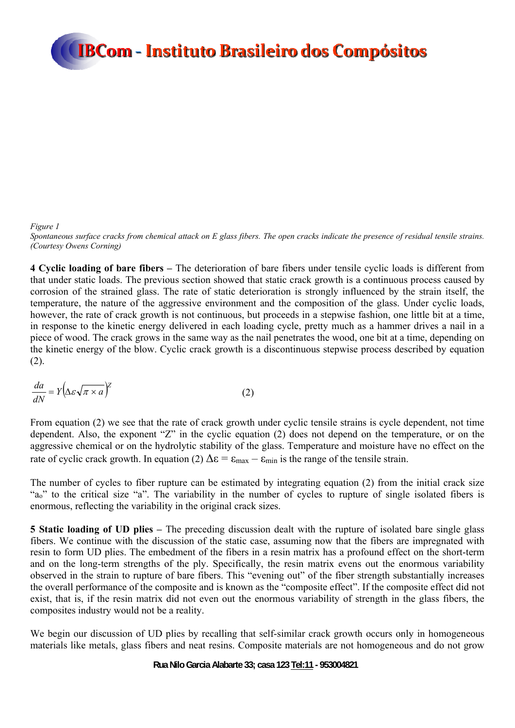*Figure 1*
*Spontaneous surface cracks from chemical attack on E glass fibers. The open cracks indicate the presence of residual tensile strains. (Courtesy Owens Corning)*

**4 Cyclic loading of bare fibers –** The deterioration of bare fibers under tensile cyclic loads is different from that under static loads. The previous section showed that static crack growth is a continuous process caused by corrosion of the strained glass. The rate of static deterioration is strongly influenced by the strain itself, the temperature, the nature of the aggressive environment and the composition of the glass. Under cyclic loads, however, the rate of crack growth is not continuous, but proceeds in a stepwise fashion, one little bit at a time, in response to the kinetic energy delivered in each loading cycle, pretty much as a hammer drives a nail in a piece of wood. The crack grows in the same way as the nail penetrates the wood, one bit at a time, depending on the kinetic energy of the blow. Cyclic crack growth is a discontinuous stepwise process described by equation (2).

$$\frac{da}{dN} = Y\left(\Delta\varepsilon\sqrt{\pi \times a}\right)^{Z} \qquad (2)$$

From equation (2) we see that the rate of crack growth under cyclic tensile strains is cycle dependent, not time dependent. Also, the exponent "Z" in the cyclic equation (2) does not depend on the temperature, or on the aggressive chemical or on the hydrolytic stability of the glass. Temperature and moisture have no effect on the rate of cyclic crack growth. In equation (2) $\Delta\varepsilon = \varepsilon_{max} - \varepsilon_{min}$ is the range of the tensile strain.

The number of cycles to fiber rupture can be estimated by integrating equation (2) from the initial crack size "$a_o$" to the critical size "a". The variability in the number of cycles to rupture of single isolated fibers is enormous, reflecting the variability in the original crack sizes.

**5 Static loading of UD plies –** The preceding discussion dealt with the rupture of isolated bare single glass fibers. We continue with the discussion of the static case, assuming now that the fibers are impregnated with resin to form UD plies. The embedment of the fibers in a resin matrix has a profound effect on the short-term and on the long-term strengths of the ply. Specifically, the resin matrix evens out the enormous variability observed in the strain to rupture of bare fibers. This "evening out" of the fiber strength substantially increases the overall performance of the composite and is known as the "composite effect". If the composite effect did not exist, that is, if the resin matrix did not even out the enormous variability of strength in the glass fibers, the composites industry would not be a reality.

We begin our discussion of UD plies by recalling that self-similar crack growth occurs only in homogeneous materials like metals, glass fibers and neat resins. Composite materials are not homogeneous and do not grow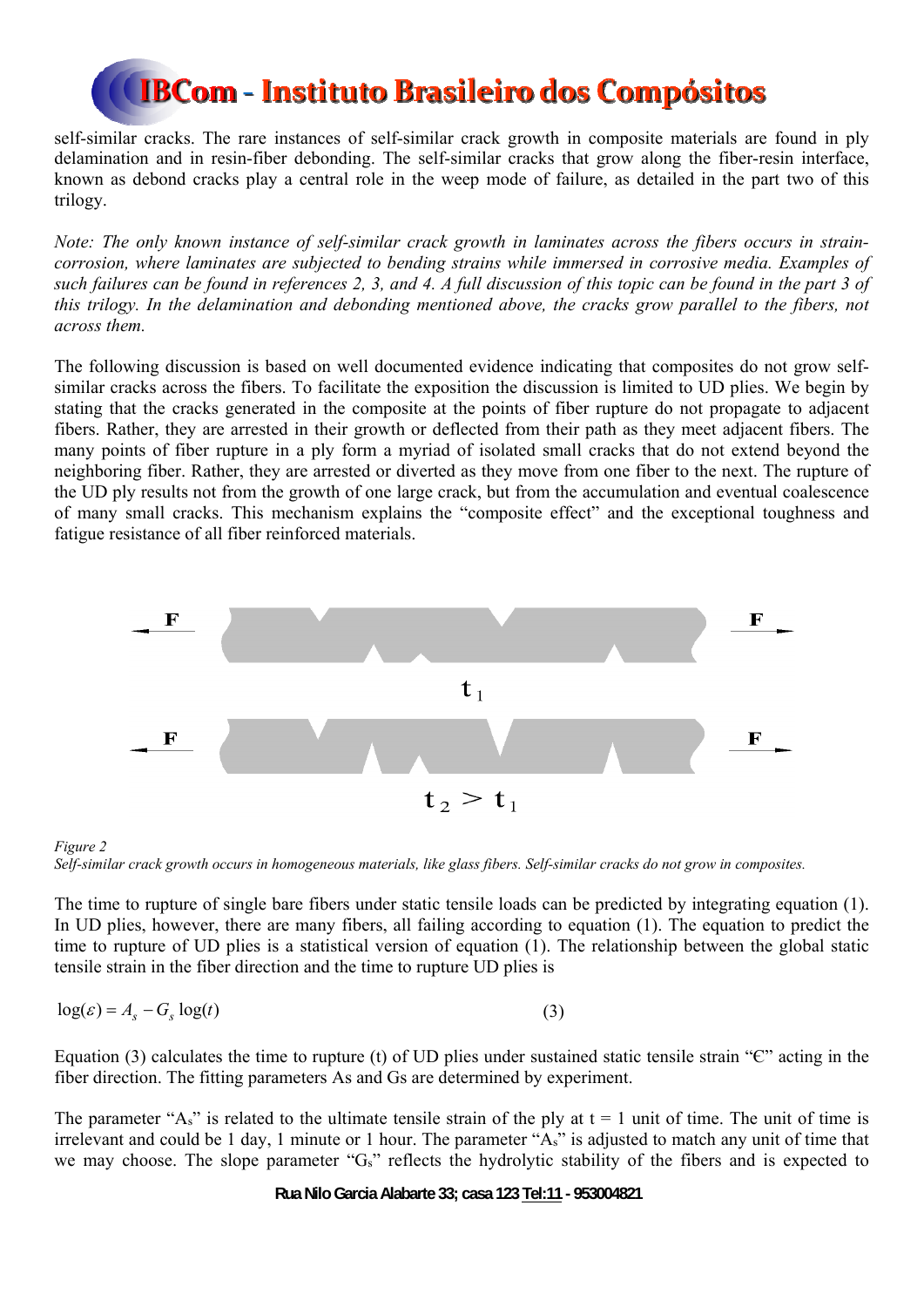self-similar cracks. The rare instances of self-similar crack growth in composite materials are found in ply delamination and in resin-fiber debonding. The self-similar cracks that grow along the fiber-resin interface, known as debond cracks play a central role in the weep mode of failure, as detailed in the part two of this trilogy.

*Note: The only known instance of self-similar crack growth in laminates across the fibers occurs in strain-corrosion, where laminates are subjected to bending strains while immersed in corrosive media. Examples of such failures can be found in references 2, 3, and 4. A full discussion of this topic can be found in the part 3 of this trilogy. In the delamination and debonding mentioned above, the cracks grow parallel to the fibers, not across them.*

The following discussion is based on well documented evidence indicating that composites do not grow self-similar cracks across the fibers. To facilitate the exposition the discussion is limited to UD plies. We begin by stating that the cracks generated in the composite at the points of fiber rupture do not propagate to adjacent fibers. Rather, they are arrested in their growth or deflected from their path as they meet adjacent fibers. The many points of fiber rupture in a ply form a myriad of isolated small cracks that do not extend beyond the neighboring fiber. Rather, they are arrested or diverted as they move from one fiber to the next. The rupture of the UD ply results not from the growth of one large crack, but from the accumulation and eventual coalescence of many small cracks. This mechanism explains the "composite effect" and the exceptional toughness and fatigue resistance of all fiber reinforced materials.

F F

$t_1$

F F

$t_2 > t_1$

*Figure 2*
*Self-similar crack growth occurs in homogeneous materials, like glass fibers. Self-similar cracks do not grow in composites.*

The time to rupture of single bare fibers under static tensile loads can be predicted by integrating equation (1). In UD plies, however, there are many fibers, all failing according to equation (1). The equation to predict the time to rupture of UD plies is a statistical version of equation (1). The relationship between the global static tensile strain in the fiber direction and the time to rupture UD plies is

$$\log(\varepsilon) = A_s - G_s \log(t) \tag{3}$$

Equation (3) calculates the time to rupture (t) of UD plies under sustained static tensile strain "Є" acting in the fiber direction. The fitting parameters As and Gs are determined by experiment.

The parameter "$A_s$" is related to the ultimate tensile strain of the ply at t = 1 unit of time. The unit of time is irrelevant and could be 1 day, 1 minute or 1 hour. The parameter "$A_s$" is adjusted to match any unit of time that we may choose. The slope parameter "$G_s$" reflects the hydrolytic stability of the fibers and is expected to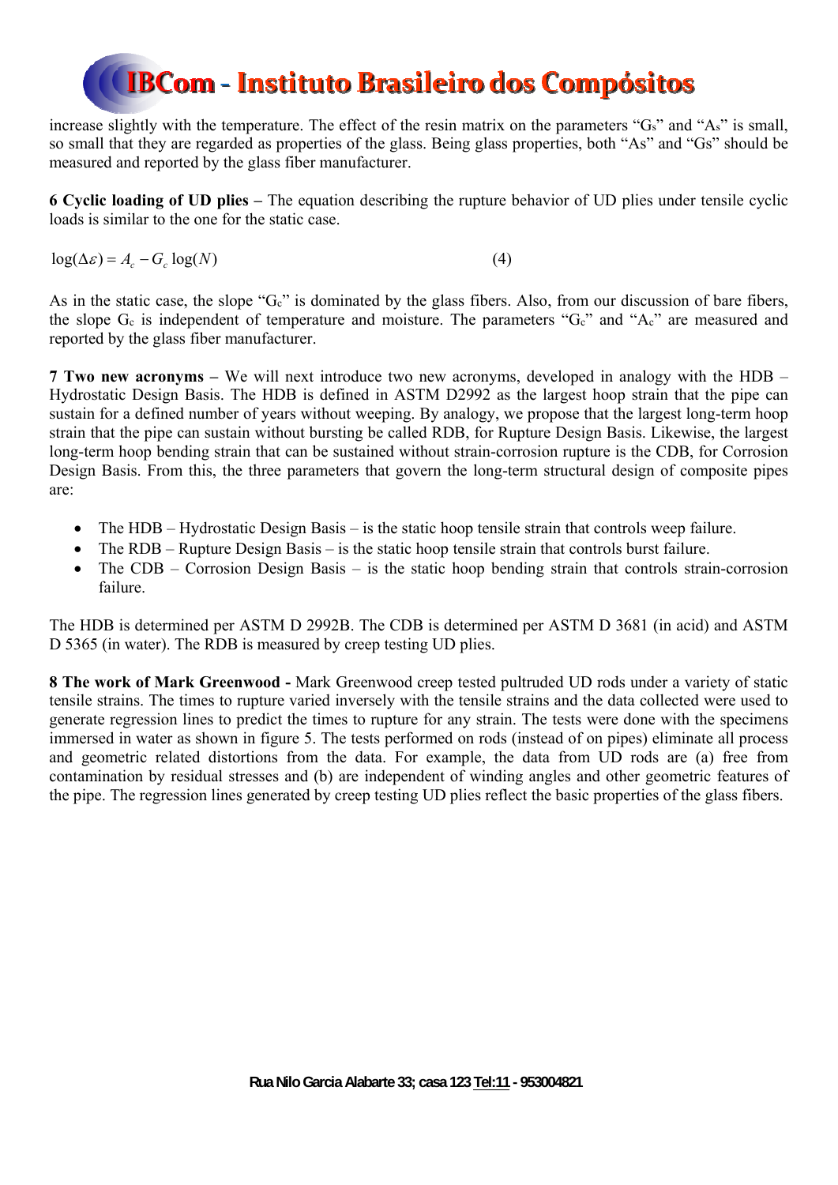increase slightly with the temperature. The effect of the resin matrix on the parameters "$G_s$" and "$A_s$" is small, so small that they are regarded as properties of the glass. Being glass properties, both "$A_s$" and "$G_s$" should be measured and reported by the glass fiber manufacturer.

**6 Cyclic loading of UD plies –** The equation describing the rupture behavior of UD plies under tensile cyclic loads is similar to the one for the static case.

$$\log(\Delta\varepsilon) = A_c - G_c \log(N) \qquad (4)$$

As in the static case, the slope "$G_c$" is dominated by the glass fibers. Also, from our discussion of bare fibers, the slope $G_c$ is independent of temperature and moisture. The parameters "$G_c$" and "$A_c$" are measured and reported by the glass fiber manufacturer.

**7 Two new acronyms –** We will next introduce two new acronyms, developed in analogy with the HDB – Hydrostatic Design Basis. The HDB is defined in ASTM D2992 as the largest hoop strain that the pipe can sustain for a defined number of years without weeping. By analogy, we propose that the largest long-term hoop strain that the pipe can sustain without bursting be called RDB, for Rupture Design Basis. Likewise, the largest long-term hoop bending strain that can be sustained without strain-corrosion rupture is the CDB, for Corrosion Design Basis. From this, the three parameters that govern the long-term structural design of composite pipes are:

- The HDB – Hydrostatic Design Basis – is the static hoop tensile strain that controls weep failure.
- The RDB – Rupture Design Basis – is the static hoop tensile strain that controls burst failure.
- The CDB – Corrosion Design Basis – is the static hoop bending strain that controls strain-corrosion failure.

The HDB is determined per ASTM D 2992B. The CDB is determined per ASTM D 3681 (in acid) and ASTM D 5365 (in water). The RDB is measured by creep testing UD plies.

**8 The work of Mark Greenwood -** Mark Greenwood creep tested pultruded UD rods under a variety of static tensile strains. The times to rupture varied inversely with the tensile strains and the data collected were used to generate regression lines to predict the times to rupture for any strain. The tests were done with the specimens immersed in water as shown in figure 5. The tests performed on rods (instead of on pipes) eliminate all process and geometric related distortions from the data. For example, the data from UD rods are (a) free from contamination by residual stresses and (b) are independent of winding angles and other geometric features of the pipe. The regression lines generated by creep testing UD plies reflect the basic properties of the glass fibers.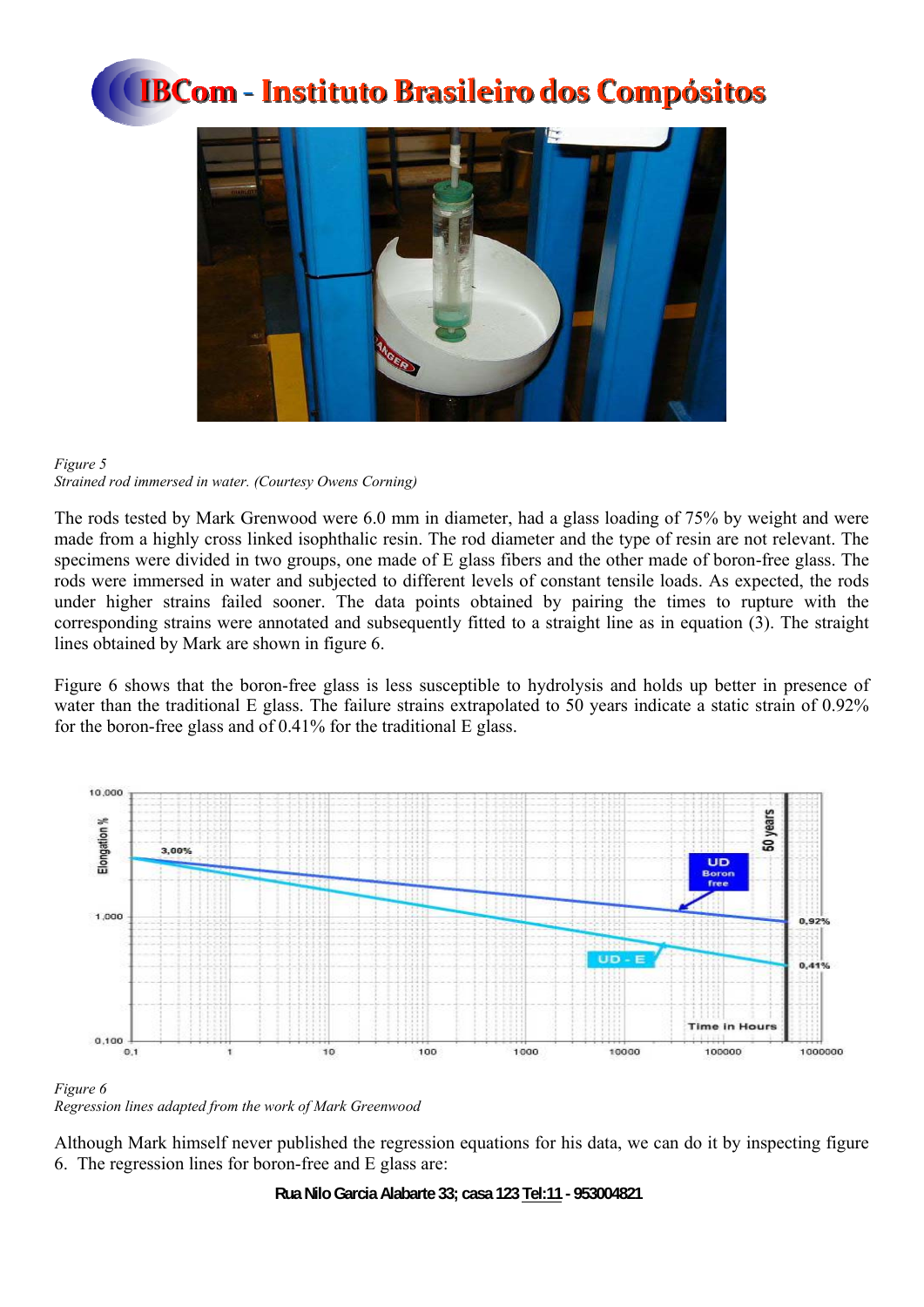*Figure 5*
*Strained rod immersed in water. (Courtesy Owens Corning)*

The rods tested by Mark Grenwood were 6.0 mm in diameter, had a glass loading of 75% by weight and were made from a highly cross linked isophthalic resin. The rod diameter and the type of resin are not relevant. The specimens were divided in two groups, one made of E glass fibers and the other made of boron-free glass. The rods were immersed in water and subjected to different levels of constant tensile loads. As expected, the rods under higher strains failed sooner. The data points obtained by pairing the times to rupture with the corresponding strains were annotated and subsequently fitted to a straight line as in equation (3). The straight lines obtained by Mark are shown in figure 6.

Figure 6 shows that the boron-free glass is less susceptible to hydrolysis and holds up better in presence of water than the traditional E glass. The failure strains extrapolated to 50 years indicate a static strain of 0.92% for the boron-free glass and of 0.41% for the traditional E glass.

*Figure 6*
*Regression lines adapted from the work of Mark Greenwood*

Although Mark himself never published the regression equations for his data, we can do it by inspecting figure 6. The regression lines for boron-free and E glass are: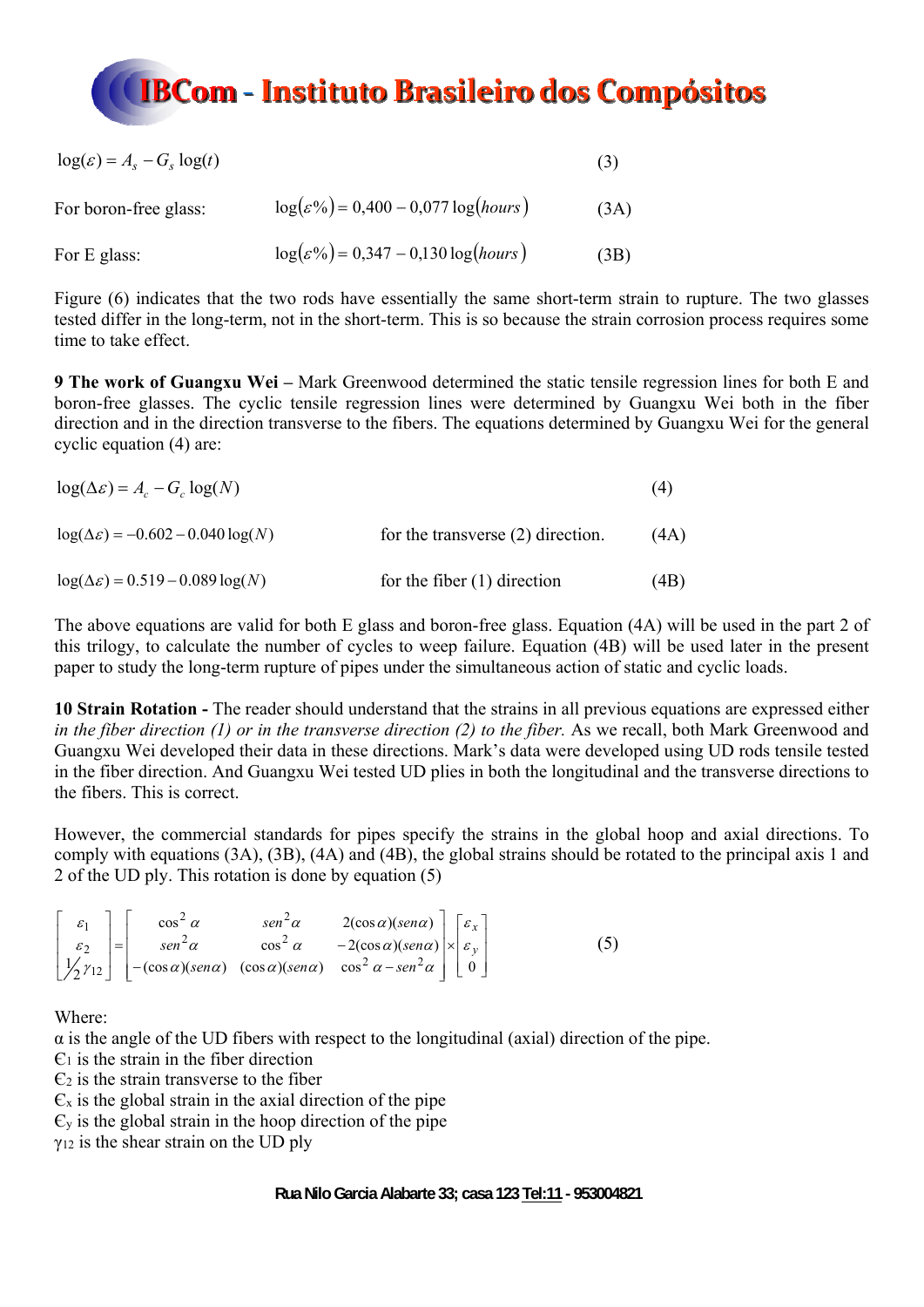$$\log(\varepsilon) = A_s - G_s \log(t) \qquad (3)$$

For boron-free glass: $\log(\varepsilon\%) = 0{,}400 - 0{,}077\log(hours)$ (3A)

For E glass: $\log(\varepsilon\%) = 0{,}347 - 0{,}130\log(hours)$ (3B)

Figure (6) indicates that the two rods have essentially the same short-term strain to rupture. The two glasses tested differ in the long-term, not in the short-term. This is so because the strain corrosion process requires some time to take effect.

**9 The work of Guangxu Wei –** Mark Greenwood determined the static tensile regression lines for both E and boron-free glasses. The cyclic tensile regression lines were determined by Guangxu Wei both in the fiber direction and in the direction transverse to the fibers. The equations determined by Guangxu Wei for the general cyclic equation (4) are:

$$\log(\Delta\varepsilon) = A_c - G_c \log(N) \qquad (4)$$

$\log(\Delta\varepsilon) = -0.602 - 0.040\log(N)$ for the transverse (2) direction. (4A)

$\log(\Delta\varepsilon) = 0.519 - 0.089\log(N)$ for the fiber (1) direction (4B)

The above equations are valid for both E glass and boron-free glass. Equation (4A) will be used in the part 2 of this trilogy, to calculate the number of cycles to weep failure. Equation (4B) will be used later in the present paper to study the long-term rupture of pipes under the simultaneous action of static and cyclic loads.

**10 Strain Rotation -** The reader should understand that the strains in all previous equations are expressed either *in the fiber direction (1) or in the transverse direction (2) to the fiber.* As we recall, both Mark Greenwood and Guangxu Wei developed their data in these directions. Mark's data were developed using UD rods tensile tested in the fiber direction. And Guangxu Wei tested UD plies in both the longitudinal and the transverse directions to the fibers. This is correct.

However, the commercial standards for pipes specify the strains in the global hoop and axial directions. To comply with equations (3A), (3B), (4A) and (4B), the global strains should be rotated to the principal axis 1 and 2 of the UD ply. This rotation is done by equation (5)

$$\begin{bmatrix} \varepsilon_1 \\ \varepsilon_2 \\ \frac{1}{2}\gamma_{12} \end{bmatrix} = \begin{bmatrix} \cos^2\alpha & sen^2\alpha & 2(\cos\alpha)(sen\alpha) \\ sen^2\alpha & \cos^2\alpha & -2(\cos\alpha)(sen\alpha) \\ -(\cos\alpha)(sen\alpha) & (\cos\alpha)(sen\alpha) & \cos^2\alpha - sen^2\alpha \end{bmatrix} \times \begin{bmatrix} \varepsilon_x \\ \varepsilon_y \\ 0 \end{bmatrix} \qquad (5)$$

Where:

$\alpha$ is the angle of the UD fibers with respect to the longitudinal (axial) direction of the pipe.
$\epsilon_1$ is the strain in the fiber direction
$\epsilon_2$ is the strain transverse to the fiber
$\epsilon_x$ is the global strain in the axial direction of the pipe
$\epsilon_y$ is the global strain in the hoop direction of the pipe
$\gamma_{12}$ is the shear strain on the UD ply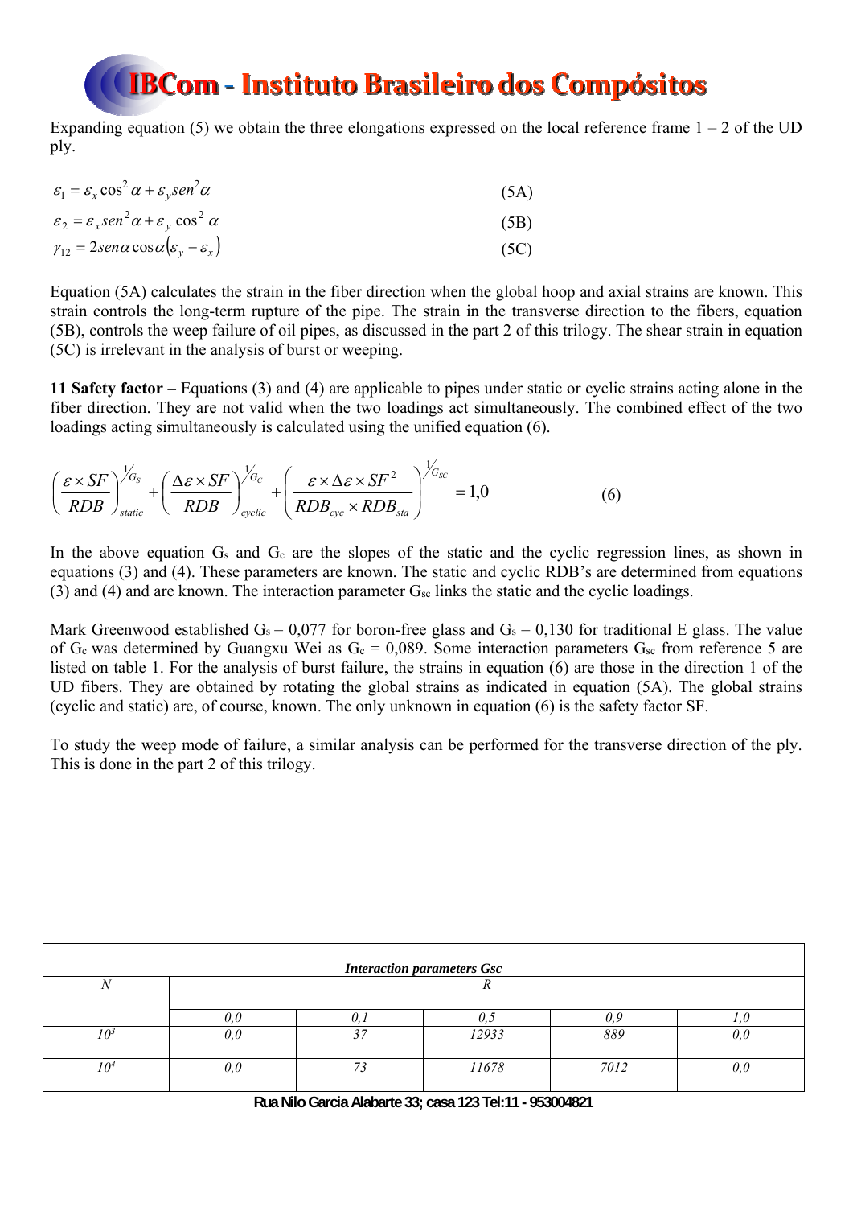Expanding equation (5) we obtain the three elongations expressed on the local reference frame 1 – 2 of the UD ply.

$$\varepsilon_1 = \varepsilon_x \cos^2 \alpha + \varepsilon_y sen^2 \alpha \tag{5A}$$

$$\varepsilon_2 = \varepsilon_x sen^2 \alpha + \varepsilon_y \cos^2 \alpha \tag{5B}$$

$$\gamma_{12} = 2 sen\alpha \cos\alpha \left(\varepsilon_y - \varepsilon_x\right) \tag{5C}$$

Equation (5A) calculates the strain in the fiber direction when the global hoop and axial strains are known. This strain controls the long-term rupture of the pipe. The strain in the transverse direction to the fibers, equation (5B), controls the weep failure of oil pipes, as discussed in the part 2 of this trilogy. The shear strain in equation (5C) is irrelevant in the analysis of burst or weeping.

**11 Safety factor –** Equations (3) and (4) are applicable to pipes under static or cyclic strains acting alone in the fiber direction. They are not valid when the two loadings act simultaneously. The combined effect of the two loadings acting simultaneously is calculated using the unified equation (6).

$$\left(\frac{\varepsilon \times SF}{RDB}\right)_{static}^{1/G_S} + \left(\frac{\Delta\varepsilon \times SF}{RDB}\right)_{cyclic}^{1/G_C} + \left(\frac{\varepsilon \times \Delta\varepsilon \times SF^2}{RDB_{cyc} \times RDB_{sta}}\right)^{1/G_{SC}} = 1{,}0 \tag{6}$$

In the above equation $G_s$ and $G_c$ are the slopes of the static and the cyclic regression lines, as shown in equations (3) and (4). These parameters are known. The static and cyclic RDB's are determined from equations (3) and (4) and are known. The interaction parameter $G_{sc}$ links the static and the cyclic loadings.

Mark Greenwood established $G_s = 0{,}077$ for boron-free glass and $G_s = 0{,}130$ for traditional E glass. The value of $G_c$ was determined by Guangxu Wei as $G_c = 0{,}089$. Some interaction parameters $G_{sc}$ from reference 5 are listed on table 1. For the analysis of burst failure, the strains in equation (6) are those in the direction 1 of the UD fibers. They are obtained by rotating the global strains as indicated in equation (5A). The global strains (cyclic and static) are, of course, known. The only unknown in equation (6) is the safety factor SF.

To study the weep mode of failure, a similar analysis can be performed for the transverse direction of the ply. This is done in the part 2 of this trilogy.

| *Interaction parameters Gsc* | | | | | |
|---|---|---|---|---|---|
| *N* | *R* | | | | |
| | *0,0* | *0,1* | *0,5* | *0,9* | *1,0* |
| *$10^3$* | *0,0* | *37* | *12933* | *889* | *0,0* |
| *$10^4$* | *0,0* | *73* | *11678* | *7012* | *0,0* |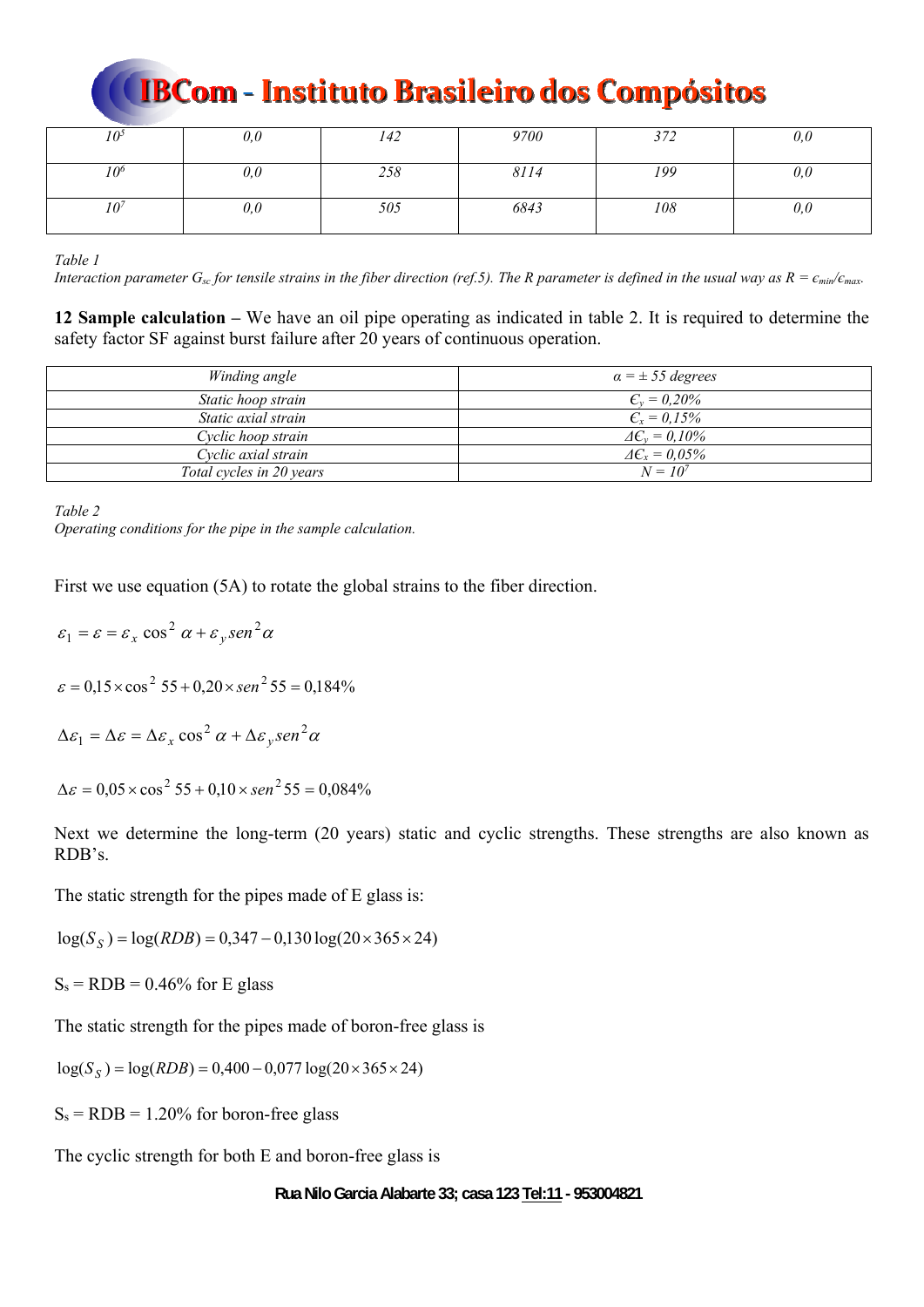| $10^5$ | 0,0 | 142 | 9700 | 372 | 0,0 |
|---|---|---|---|---|---|
| $10^6$ | 0,0 | 258 | 8114 | 199 | 0,0 |
| $10^7$ | 0,0 | 505 | 6843 | 108 | 0,0 |

*Table 1*
*Interaction parameter $G_{sc}$ for tensile strains in the fiber direction (ref.5). The R parameter is defined in the usual way as $R = \epsilon_{min}/\epsilon_{max}$.*

**12 Sample calculation –** We have an oil pipe operating as indicated in table 2. It is required to determine the safety factor SF against burst failure after 20 years of continuous operation.

| Winding angle | $\alpha = \pm 55$ degrees |
|---|---|
| Static hoop strain | $\epsilon_y = 0{,}20\%$ |
| Static axial strain | $\epsilon_x = 0{,}15\%$ |
| Cyclic hoop strain | $\Delta\epsilon_y = 0{,}10\%$ |
| Cyclic axial strain | $\Delta\epsilon_x = 0{,}05\%$ |
| Total cycles in 20 years | $N = 10^7$ |

*Table 2*
*Operating conditions for the pipe in the sample calculation.*

First we use equation (5A) to rotate the global strains to the fiber direction.

$$\varepsilon_1 = \varepsilon = \varepsilon_x \cos^2 \alpha + \varepsilon_y sen^2\alpha$$

$$\varepsilon = 0{,}15 \times \cos^2 55 + 0{,}20 \times sen^2 55 = 0{,}184\%$$

$$\Delta\varepsilon_1 = \Delta\varepsilon = \Delta\varepsilon_x \cos^2 \alpha + \Delta\varepsilon_y sen^2\alpha$$

$$\Delta\varepsilon = 0{,}05 \times \cos^2 55 + 0{,}10 \times sen^2 55 = 0{,}084\%$$

Next we determine the long-term (20 years) static and cyclic strengths. These strengths are also known as RDB's.

The static strength for the pipes made of E glass is:

$$\log(S_S) = \log(RDB) = 0{,}347 - 0{,}130 \log(20 \times 365 \times 24)$$

$S_s$ = RDB = 0.46% for E glass

The static strength for the pipes made of boron-free glass is

$$\log(S_S) = \log(RDB) = 0{,}400 - 0{,}077 \log(20 \times 365 \times 24)$$

$S_s$ = RDB = 1.20% for boron-free glass

The cyclic strength for both E and boron-free glass is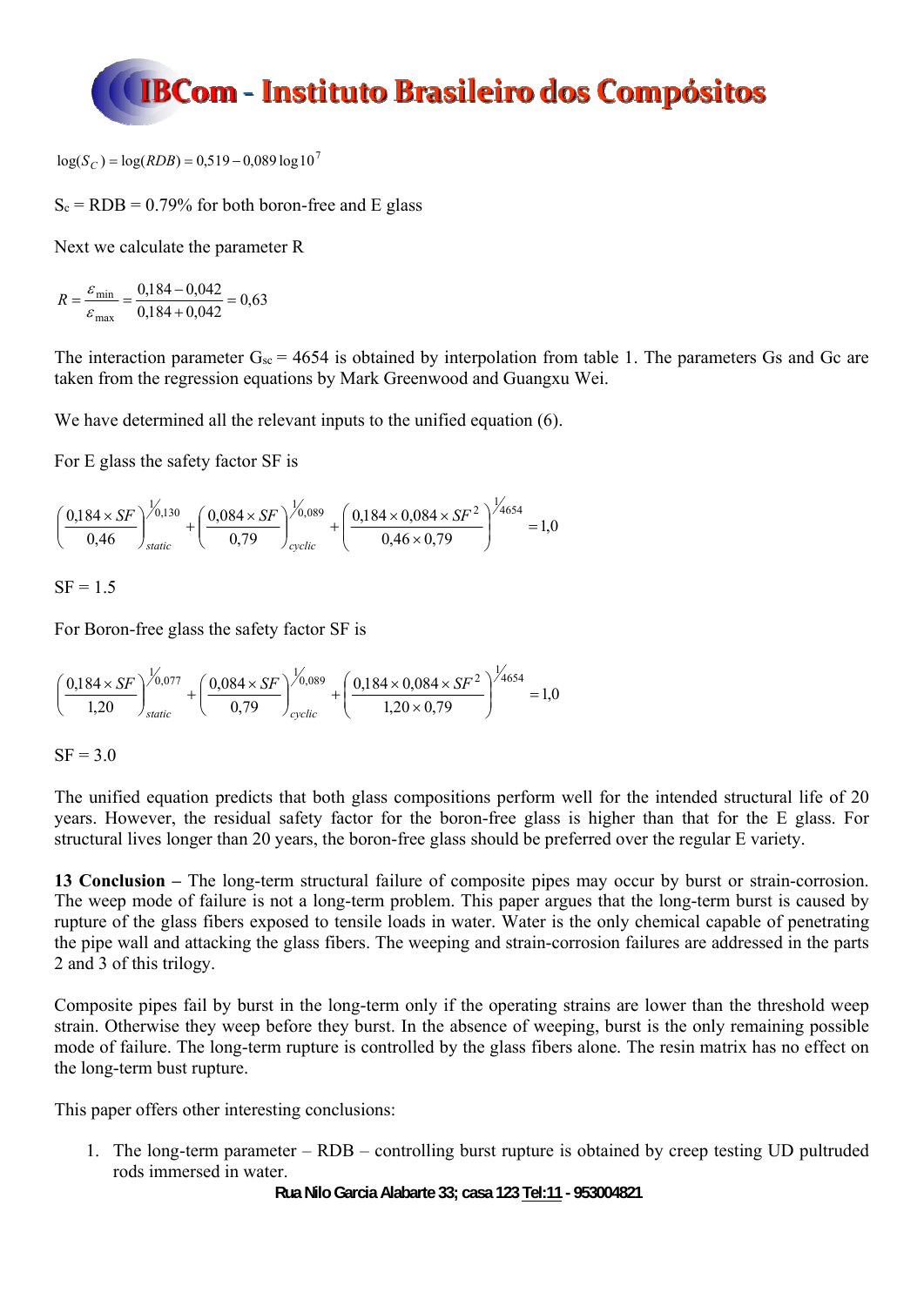$$\log(S_C) = \log(RDB) = 0{,}519 - 0{,}089\log 10^7$$

$S_c$ = RDB = 0.79% for both boron-free and E glass

Next we calculate the parameter R

$$R = \frac{\varepsilon_{\min}}{\varepsilon_{\max}} = \frac{0{,}184 - 0{,}042}{0{,}184 + 0{,}042} = 0{,}63$$

The interaction parameter $G_{sc}$ = 4654 is obtained by interpolation from table 1. The parameters Gs and Gc are taken from the regression equations by Mark Greenwood and Guangxu Wei.

We have determined all the relevant inputs to the unified equation (6).

For E glass the safety factor SF is

$$\left(\frac{0{,}184 \times SF}{0{,}46}\right)_{static}^{1/0{,}130} + \left(\frac{0{,}084 \times SF}{0{,}79}\right)_{cyclic}^{1/0{,}089} + \left(\frac{0{,}184 \times 0{,}084 \times SF^2}{0{,}46 \times 0{,}79}\right)^{1/4654} = 1{,}0$$

SF = 1.5

For Boron-free glass the safety factor SF is

$$\left(\frac{0{,}184 \times SF}{1{,}20}\right)_{static}^{1/0{,}077} + \left(\frac{0{,}084 \times SF}{0{,}79}\right)_{cyclic}^{1/0{,}089} + \left(\frac{0{,}184 \times 0{,}084 \times SF^2}{1{,}20 \times 0{,}79}\right)^{1/4654} = 1{,}0$$

SF = 3.0

The unified equation predicts that both glass compositions perform well for the intended structural life of 20 years. However, the residual safety factor for the boron-free glass is higher than that for the E glass. For structural lives longer than 20 years, the boron-free glass should be preferred over the regular E variety.

**13 Conclusion –** The long-term structural failure of composite pipes may occur by burst or strain-corrosion. The weep mode of failure is not a long-term problem. This paper argues that the long-term burst is caused by rupture of the glass fibers exposed to tensile loads in water. Water is the only chemical capable of penetrating the pipe wall and attacking the glass fibers. The weeping and strain-corrosion failures are addressed in the parts 2 and 3 of this trilogy.

Composite pipes fail by burst in the long-term only if the operating strains are lower than the threshold weep strain. Otherwise they weep before they burst. In the absence of weeping, burst is the only remaining possible mode of failure. The long-term rupture is controlled by the glass fibers alone. The resin matrix has no effect on the long-term bust rupture.

This paper offers other interesting conclusions:

1. The long-term parameter – RDB – controlling burst rupture is obtained by creep testing UD pultruded rods immersed in water.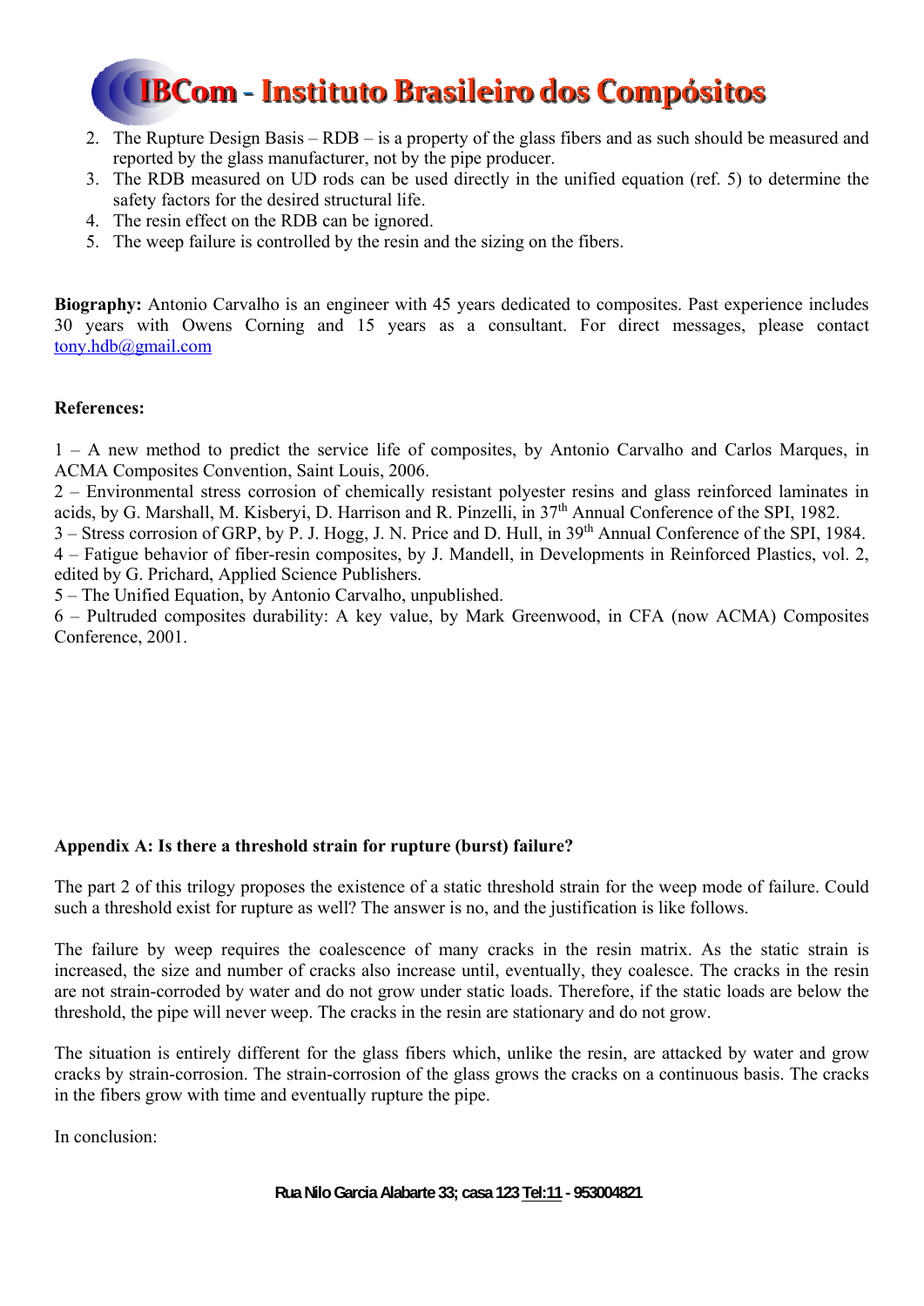2. The Rupture Design Basis – RDB – is a property of the glass fibers and as such should be measured and reported by the glass manufacturer, not by the pipe producer.
3. The RDB measured on UD rods can be used directly in the unified equation (ref. 5) to determine the safety factors for the desired structural life.
4. The resin effect on the RDB can be ignored.
5. The weep failure is controlled by the resin and the sizing on the fibers.

**Biography:** Antonio Carvalho is an engineer with 45 years dedicated to composites. Past experience includes 30 years with Owens Corning and 15 years as a consultant. For direct messages, please contact tony.hdb@gmail.com

**References:**

1 – A new method to predict the service life of composites, by Antonio Carvalho and Carlos Marques, in ACMA Composites Convention, Saint Louis, 2006.

2 – Environmental stress corrosion of chemically resistant polyester resins and glass reinforced laminates in acids, by G. Marshall, M. Kisberyi, D. Harrison and R. Pinzelli, in 37th Annual Conference of the SPI, 1982.

3 – Stress corrosion of GRP, by P. J. Hogg, J. N. Price and D. Hull, in 39th Annual Conference of the SPI, 1984.

4 – Fatigue behavior of fiber-resin composites, by J. Mandell, in Developments in Reinforced Plastics, vol. 2, edited by G. Prichard, Applied Science Publishers.

5 – The Unified Equation, by Antonio Carvalho, unpublished.

6 – Pultruded composites durability: A key value, by Mark Greenwood, in CFA (now ACMA) Composites Conference, 2001.

**Appendix A: Is there a threshold strain for rupture (burst) failure?**

The part 2 of this trilogy proposes the existence of a static threshold strain for the weep mode of failure. Could such a threshold exist for rupture as well? The answer is no, and the justification is like follows.

The failure by weep requires the coalescence of many cracks in the resin matrix. As the static strain is increased, the size and number of cracks also increase until, eventually, they coalesce. The cracks in the resin are not strain-corroded by water and do not grow under static loads. Therefore, if the static loads are below the threshold, the pipe will never weep. The cracks in the resin are stationary and do not grow.

The situation is entirely different for the glass fibers which, unlike the resin, are attacked by water and grow cracks by strain-corrosion. The strain-corrosion of the glass grows the cracks on a continuous basis. The cracks in the fibers grow with time and eventually rupture the pipe.

In conclusion: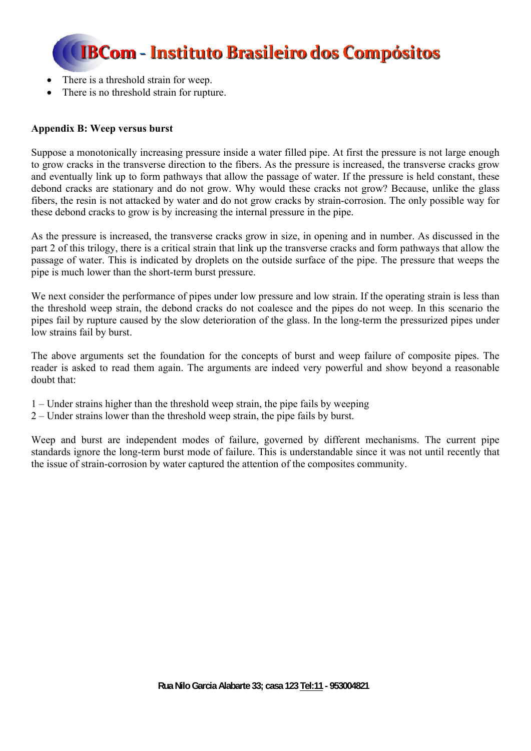- There is a threshold strain for weep.
- There is no threshold strain for rupture.

**Appendix B: Weep versus burst**

Suppose a monotonically increasing pressure inside a water filled pipe. At first the pressure is not large enough to grow cracks in the transverse direction to the fibers. As the pressure is increased, the transverse cracks grow and eventually link up to form pathways that allow the passage of water. If the pressure is held constant, these debond cracks are stationary and do not grow. Why would these cracks not grow? Because, unlike the glass fibers, the resin is not attacked by water and do not grow cracks by strain-corrosion. The only possible way for these debond cracks to grow is by increasing the internal pressure in the pipe.

As the pressure is increased, the transverse cracks grow in size, in opening and in number. As discussed in the part 2 of this trilogy, there is a critical strain that link up the transverse cracks and form pathways that allow the passage of water. This is indicated by droplets on the outside surface of the pipe. The pressure that weeps the pipe is much lower than the short-term burst pressure.

We next consider the performance of pipes under low pressure and low strain. If the operating strain is less than the threshold weep strain, the debond cracks do not coalesce and the pipes do not weep. In this scenario the pipes fail by rupture caused by the slow deterioration of the glass. In the long-term the pressurized pipes under low strains fail by burst.

The above arguments set the foundation for the concepts of burst and weep failure of composite pipes. The reader is asked to read them again. The arguments are indeed very powerful and show beyond a reasonable doubt that:

1 – Under strains higher than the threshold weep strain, the pipe fails by weeping
2 – Under strains lower than the threshold weep strain, the pipe fails by burst.

Weep and burst are independent modes of failure, governed by different mechanisms. The current pipe standards ignore the long-term burst mode of failure. This is understandable since it was not until recently that the issue of strain-corrosion by water captured the attention of the composites community.